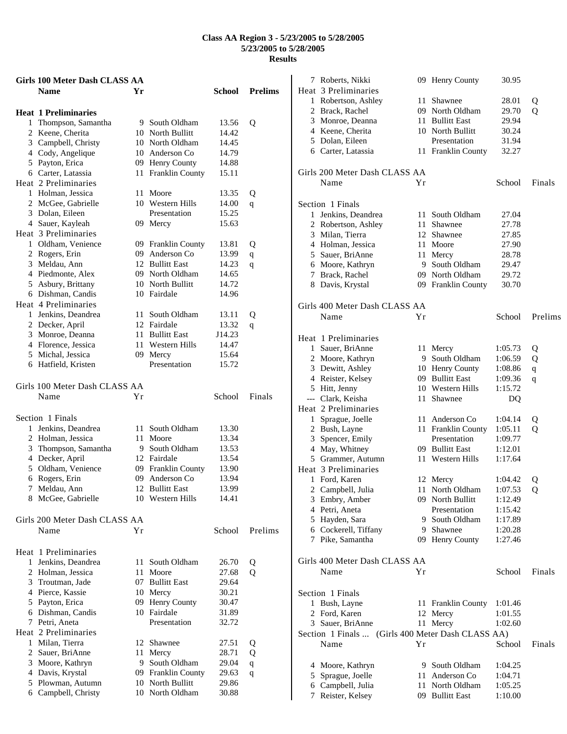# Class AA Region 3 - 5/23/2005 to 5/28/2005
## 5/23/2005 to 5/28/2005
## Results

### Girls 100 Meter Dash CLASS AA

| | Name | Yr | School | Prelims | |
|---|---|---|---|---|---|
| **Heat 1 Preliminaries** | | | | | |
| 1 | Thompson, Samantha | 9 | South Oldham | 13.56 | Q |
| 2 | Keene, Cherita | 10 | North Bullitt | 14.42 | |
| 3 | Campbell, Christy | 10 | North Oldham | 14.45 | |
| 4 | Cody, Angelique | 10 | Anderson Co | 14.79 | |
| 5 | Payton, Erica | 09 | Henry County | 14.88 | |
| 6 | Carter, Latassia | 11 | Franklin County | 15.11 | |
| **Heat 2 Preliminaries** | | | | | |
| 1 | Holman, Jessica | 11 | Moore | 13.35 | Q |
| 2 | McGee, Gabrielle | 10 | Western Hills | 14.00 | q |
| 3 | Dolan, Eileen | | Presentation | 15.25 | |
| 4 | Sauer, Kayleah | 09 | Mercy | 15.63 | |
| **Heat 3 Preliminaries** | | | | | |
| 1 | Oldham, Venience | 09 | Franklin County | 13.81 | Q |
| 2 | Rogers, Erin | 09 | Anderson Co | 13.99 | q |
| 3 | Meldau, Ann | 12 | Bullitt East | 14.23 | q |
| 4 | Piedmonte, Alex | 09 | North Oldham | 14.65 | |
| 5 | Asbury, Brittany | 10 | North Bullitt | 14.72 | |
| 6 | Dishman, Candis | 10 | Fairdale | 14.96 | |
| **Heat 4 Preliminaries** | | | | | |
| 1 | Jenkins, Deandrea | 11 | South Oldham | 13.11 | Q |
| 2 | Decker, April | 12 | Fairdale | 13.32 | q |
| 3 | Monroe, Deanna | 11 | Bullitt East | J14.23 | |
| 4 | Florence, Jessica | 11 | Western Hills | 14.47 | |
| 5 | Michal, Jessica | 09 | Mercy | 15.64 | |
| 6 | Hatfield, Kristen | | Presentation | 15.72 | |

### Girls 100 Meter Dash CLASS AA

| | Name | Yr | School | Finals |
|---|---|---|---|---|
| **Section 1 Finals** | | | | |
| 1 | Jenkins, Deandrea | 11 | South Oldham | 13.30 |
| 2 | Holman, Jessica | 11 | Moore | 13.34 |
| 3 | Thompson, Samantha | 9 | South Oldham | 13.53 |
| 4 | Decker, April | 12 | Fairdale | 13.54 |
| 5 | Oldham, Venience | 09 | Franklin County | 13.90 |
| 6 | Rogers, Erin | 09 | Anderson Co | 13.94 |
| 7 | Meldau, Ann | 12 | Bullitt East | 13.99 |
| 8 | McGee, Gabrielle | 10 | Western Hills | 14.41 |

### Girls 200 Meter Dash CLASS AA

| | Name | Yr | School | Prelims | |
|---|---|---|---|---|---|
| **Heat 1 Preliminaries** | | | | | |
| 1 | Jenkins, Deandrea | 11 | South Oldham | 26.70 | Q |
| 2 | Holman, Jessica | 11 | Moore | 27.68 | Q |
| 3 | Troutman, Jade | 07 | Bullitt East | 29.64 | |
| 4 | Pierce, Kassie | 10 | Mercy | 30.21 | |
| 5 | Payton, Erica | 09 | Henry County | 30.47 | |
| 6 | Dishman, Candis | 10 | Fairdale | 31.89 | |
| 7 | Petri, Aneta | | Presentation | 32.72 | |
| **Heat 2 Preliminaries** | | | | | |
| 1 | Milan, Tierra | 12 | Shawnee | 27.51 | Q |
| 2 | Sauer, BriAnne | 11 | Mercy | 28.71 | Q |
| 3 | Moore, Kathryn | 9 | South Oldham | 29.04 | q |
| 4 | Davis, Krystal | 09 | Franklin County | 29.63 | q |
| 5 | Plowman, Autumn | 10 | North Bullitt | 29.86 | |
| 6 | Campbell, Christy | 10 | North Oldham | 30.88 | |
| 7 | Roberts, Nikki | 09 | Henry County | 30.95 | |
| **Heat 3 Preliminaries** | | | | | |
| 1 | Robertson, Ashley | 11 | Shawnee | 28.01 | Q |
| 2 | Brack, Rachel | 09 | North Oldham | 29.70 | Q |
| 3 | Monroe, Deanna | 11 | Bullitt East | 29.94 | |
| 4 | Keene, Cherita | 10 | North Bullitt | 30.24 | |
| 5 | Dolan, Eileen | | Presentation | 31.94 | |
| 6 | Carter, Latassia | 11 | Franklin County | 32.27 | |

### Girls 200 Meter Dash CLASS AA

| | Name | Yr | School | Finals |
|---|---|---|---|---|
| **Section 1 Finals** | | | | |
| 1 | Jenkins, Deandrea | 11 | South Oldham | 27.04 |
| 2 | Robertson, Ashley | 11 | Shawnee | 27.78 |
| 3 | Milan, Tierra | 12 | Shawnee | 27.85 |
| 4 | Holman, Jessica | 11 | Moore | 27.90 |
| 5 | Sauer, BriAnne | 11 | Mercy | 28.78 |
| 6 | Moore, Kathryn | 9 | South Oldham | 29.47 |
| 7 | Brack, Rachel | 09 | North Oldham | 29.72 |
| 8 | Davis, Krystal | 09 | Franklin County | 30.70 |

### Girls 400 Meter Dash CLASS AA

| | Name | Yr | School | Prelims | |
|---|---|---|---|---|---|
| **Heat 1 Preliminaries** | | | | | |
| 1 | Sauer, BriAnne | 11 | Mercy | 1:05.73 | Q |
| 2 | Moore, Kathryn | 9 | South Oldham | 1:06.59 | Q |
| 3 | Dewitt, Ashley | 10 | Henry County | 1:08.86 | q |
| 4 | Reister, Kelsey | 09 | Bullitt East | 1:09.36 | q |
| 5 | Hitt, Jenny | 10 | Western Hills | 1:15.72 | |
| --- | Clark, Keisha | 11 | Shawnee | DQ | |
| **Heat 2 Preliminaries** | | | | | |
| 1 | Sprague, Joelle | 11 | Anderson Co | 1:04.14 | Q |
| 2 | Bush, Layne | 11 | Franklin County | 1:05.11 | Q |
| 3 | Spencer, Emily | | Presentation | 1:09.77 | |
| 4 | May, Whitney | 09 | Bullitt East | 1:12.01 | |
| 5 | Grammer, Autumn | 11 | Western Hills | 1:17.64 | |
| **Heat 3 Preliminaries** | | | | | |
| 1 | Ford, Karen | 12 | Mercy | 1:04.42 | Q |
| 2 | Campbell, Julia | 11 | North Oldham | 1:07.53 | Q |
| 3 | Embry, Amber | 09 | North Bullitt | 1:12.49 | |
| 4 | Petri, Aneta | | Presentation | 1:15.42 | |
| 5 | Hayden, Sara | 9 | South Oldham | 1:17.89 | |
| 6 | Cockerell, Tiffany | 9 | Shawnee | 1:20.28 | |
| 7 | Pike, Samantha | 09 | Henry County | 1:27.46 | |

### Girls 400 Meter Dash CLASS AA

| | Name | Yr | School | Finals |
|---|---|---|---|---|
| **Section 1 Finals** | | | | |
| 1 | Bush, Layne | 11 | Franklin County | 1:01.46 |
| 2 | Ford, Karen | 12 | Mercy | 1:01.55 |
| 3 | Sauer, BriAnne | 11 | Mercy | 1:02.60 |
| 4 | Moore, Kathryn | 9 | South Oldham | 1:04.25 |
| 5 | Sprague, Joelle | 11 | Anderson Co | 1:04.71 |
| 6 | Campbell, Julia | 11 | North Oldham | 1:05.25 |
| 7 | Reister, Kelsey | 09 | Bullitt East | 1:10.00 |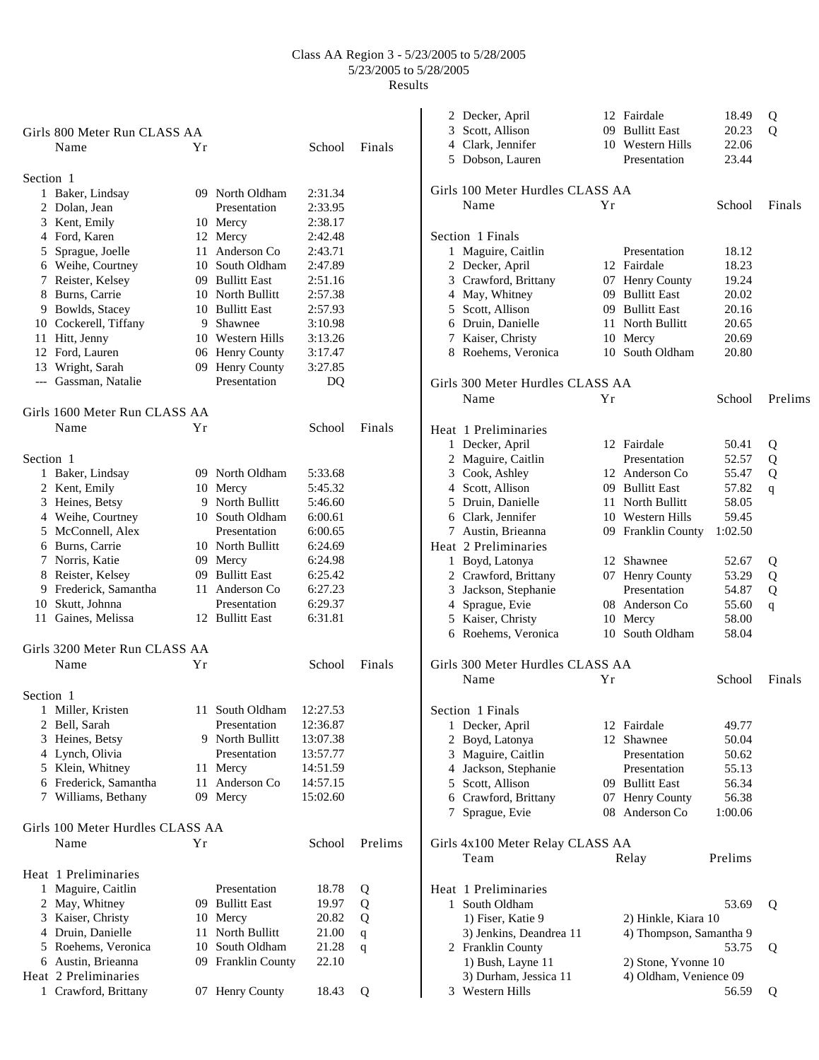Class AA Region 3 - 5/23/2005 to 5/28/2005
5/23/2005 to 5/28/2005
Results

## Girls 800 Meter Run CLASS AA

| | Name | Yr | School | Finals |
|---|---|---|---|---|
| **Section 1** | | | | |
| 1 | Baker, Lindsay | 09 | North Oldham | 2:31.34 |
| 2 | Dolan, Jean | | Presentation | 2:33.95 |
| 3 | Kent, Emily | 10 | Mercy | 2:38.17 |
| 4 | Ford, Karen | 12 | Mercy | 2:42.48 |
| 5 | Sprague, Joelle | 11 | Anderson Co | 2:43.71 |
| 6 | Weihe, Courtney | 10 | South Oldham | 2:47.89 |
| 7 | Reister, Kelsey | 09 | Bullitt East | 2:51.16 |
| 8 | Burns, Carrie | 10 | North Bullitt | 2:57.38 |
| 9 | Bowlds, Stacey | 10 | Bullitt East | 2:57.93 |
| 10 | Cockerell, Tiffany | 9 | Shawnee | 3:10.98 |
| 11 | Hitt, Jenny | 10 | Western Hills | 3:13.26 |
| 12 | Ford, Lauren | 06 | Henry County | 3:17.47 |
| 13 | Wright, Sarah | 09 | Henry County | 3:27.85 |
| --- | Gassman, Natalie | | Presentation | DQ |

## Girls 1600 Meter Run CLASS AA

| | Name | Yr | School | Finals |
|---|---|---|---|---|
| **Section 1** | | | | |
| 1 | Baker, Lindsay | 09 | North Oldham | 5:33.68 |
| 2 | Kent, Emily | 10 | Mercy | 5:45.32 |
| 3 | Heines, Betsy | 9 | North Bullitt | 5:46.60 |
| 4 | Weihe, Courtney | 10 | South Oldham | 6:00.61 |
| 5 | McConnell, Alex | | Presentation | 6:00.65 |
| 6 | Burns, Carrie | 10 | North Bullitt | 6:24.69 |
| 7 | Norris, Katie | 09 | Mercy | 6:24.98 |
| 8 | Reister, Kelsey | 09 | Bullitt East | 6:25.42 |
| 9 | Frederick, Samantha | 11 | Anderson Co | 6:27.23 |
| 10 | Skutt, Johnna | | Presentation | 6:29.37 |
| 11 | Gaines, Melissa | 12 | Bullitt East | 6:31.81 |

## Girls 3200 Meter Run CLASS AA

| | Name | Yr | School | Finals |
|---|---|---|---|---|
| **Section 1** | | | | |
| 1 | Miller, Kristen | 11 | South Oldham | 12:27.53 |
| 2 | Bell, Sarah | | Presentation | 12:36.87 |
| 3 | Heines, Betsy | 9 | North Bullitt | 13:07.38 |
| 4 | Lynch, Olivia | | Presentation | 13:57.77 |
| 5 | Klein, Whitney | 11 | Mercy | 14:51.59 |
| 6 | Frederick, Samantha | 11 | Anderson Co | 14:57.15 |
| 7 | Williams, Bethany | 09 | Mercy | 15:02.60 |

## Girls 100 Meter Hurdles CLASS AA

| | Name | Yr | School | Prelims | |
|---|---|---|---|---|---|
| **Heat 1 Preliminaries** | | | | | |
| 1 | Maguire, Caitlin | | Presentation | 18.78 | Q |
| 2 | May, Whitney | 09 | Bullitt East | 19.97 | Q |
| 3 | Kaiser, Christy | 10 | Mercy | 20.82 | Q |
| 4 | Druin, Danielle | 11 | North Bullitt | 21.00 | q |
| 5 | Roehems, Veronica | 10 | South Oldham | 21.28 | q |
| 6 | Austin, Brieanna | 09 | Franklin County | 22.10 | |
| **Heat 2 Preliminaries** | | | | | |
| 1 | Crawford, Brittany | 07 | Henry County | 18.43 | Q |
| 2 | Decker, April | 12 | Fairdale | 18.49 | Q |
| 3 | Scott, Allison | 09 | Bullitt East | 20.23 | Q |
| 4 | Clark, Jennifer | 10 | Western Hills | 22.06 | |
| 5 | Dobson, Lauren | | Presentation | 23.44 | |

## Girls 100 Meter Hurdles CLASS AA

| | Name | Yr | School | Finals |
|---|---|---|---|---|
| **Section 1 Finals** | | | | |
| 1 | Maguire, Caitlin | | Presentation | 18.12 |
| 2 | Decker, April | 12 | Fairdale | 18.23 |
| 3 | Crawford, Brittany | 07 | Henry County | 19.24 |
| 4 | May, Whitney | 09 | Bullitt East | 20.02 |
| 5 | Scott, Allison | 09 | Bullitt East | 20.16 |
| 6 | Druin, Danielle | 11 | North Bullitt | 20.65 |
| 7 | Kaiser, Christy | 10 | Mercy | 20.69 |
| 8 | Roehems, Veronica | 10 | South Oldham | 20.80 |

## Girls 300 Meter Hurdles CLASS AA

| | Name | Yr | School | Prelims | |
|---|---|---|---|---|---|
| **Heat 1 Preliminaries** | | | | | |
| 1 | Decker, April | 12 | Fairdale | 50.41 | Q |
| 2 | Maguire, Caitlin | | Presentation | 52.57 | Q |
| 3 | Cook, Ashley | 12 | Anderson Co | 55.47 | Q |
| 4 | Scott, Allison | 09 | Bullitt East | 57.82 | q |
| 5 | Druin, Danielle | 11 | North Bullitt | 58.05 | |
| 6 | Clark, Jennifer | 10 | Western Hills | 59.45 | |
| 7 | Austin, Brieanna | 09 | Franklin County | 1:02.50 | |
| **Heat 2 Preliminaries** | | | | | |
| 1 | Boyd, Latonya | 12 | Shawnee | 52.67 | Q |
| 2 | Crawford, Brittany | 07 | Henry County | 53.29 | Q |
| 3 | Jackson, Stephanie | | Presentation | 54.87 | Q |
| 4 | Sprague, Evie | 08 | Anderson Co | 55.60 | q |
| 5 | Kaiser, Christy | 10 | Mercy | 58.00 | |
| 6 | Roehems, Veronica | 10 | South Oldham | 58.04 | |

## Girls 300 Meter Hurdles CLASS AA

| | Name | Yr | School | Finals |
|---|---|---|---|---|
| **Section 1 Finals** | | | | |
| 1 | Decker, April | 12 | Fairdale | 49.77 |
| 2 | Boyd, Latonya | 12 | Shawnee | 50.04 |
| 3 | Maguire, Caitlin | | Presentation | 50.62 |
| 4 | Jackson, Stephanie | | Presentation | 55.13 |
| 5 | Scott, Allison | 09 | Bullitt East | 56.34 |
| 6 | Crawford, Brittany | 07 | Henry County | 56.38 |
| 7 | Sprague, Evie | 08 | Anderson Co | 1:00.06 |

## Girls 4x100 Meter Relay CLASS AA

| | Team | Relay | Prelims | |
|---|---|---|---|---|
| **Heat 1 Preliminaries** | | | | |
| 1 | South Oldham | | 53.69 | Q |
| | 1) Fiser, Katie 9 | 2) Hinkle, Kiara 10 | | |
| | 3) Jenkins, Deandrea 11 | 4) Thompson, Samantha 9 | | |
| 2 | Franklin County | | 53.75 | Q |
| | 1) Bush, Layne 11 | 2) Stone, Yvonne 10 | | |
| | 3) Durham, Jessica 11 | 4) Oldham, Venience 09 | | |
| 3 | Western Hills | | 56.59 | Q |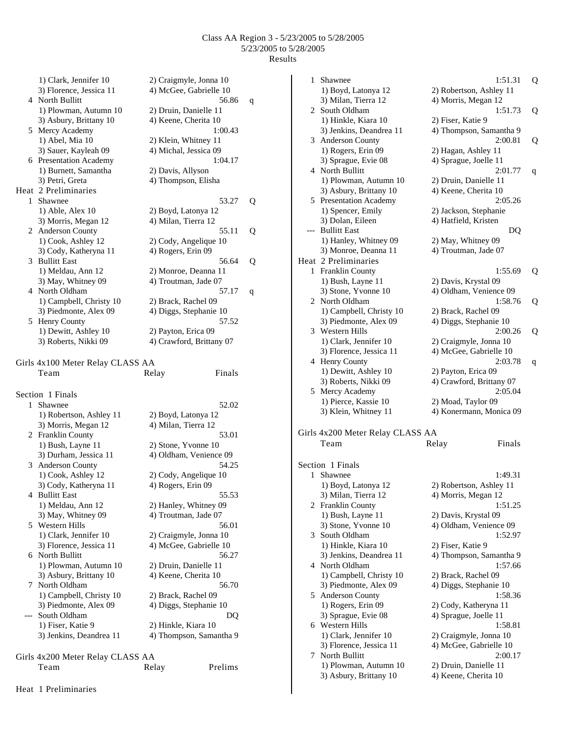1) Clark, Jennifer 10 2) Craigmyle, Jonna 10
3) Florence, Jessica 11 4) McGee, Gabrielle 10

4 North Bullitt 56.86 q
1) Plowman, Autumn 10 2) Druin, Danielle 11
3) Asbury, Brittany 10 4) Keene, Cherita 10

5 Mercy Academy 1:00.43
1) Abel, Mia 10 2) Klein, Whitney 11
3) Sauer, Kayleah 09 4) Michal, Jessica 09

6 Presentation Academy 1:04.17
1) Burnett, Samantha 2) Davis, Allyson
3) Petri, Greta 4) Thompson, Elisha

Heat 2 Preliminaries

1 Shawnee 53.27 Q
1) Able, Alex 10 2) Boyd, Latonya 12
3) Morris, Megan 12 4) Milan, Tierra 12

2 Anderson County 55.11 Q
1) Cook, Ashley 12 2) Cody, Angelique 10
3) Cody, Katheryna 11 4) Rogers, Erin 09

3 Bullitt East 56.64 Q
1) Meldau, Ann 12 2) Monroe, Deanna 11
3) May, Whitney 09 4) Troutman, Jade 07

4 North Oldham 57.17 q
1) Campbell, Christy 10 2) Brack, Rachel 09
3) Piedmonte, Alex 09 4) Diggs, Stephanie 10

5 Henry County 57.52
1) Dewitt, Ashley 10 2) Payton, Erica 09
3) Roberts, Nikki 09 4) Crawford, Brittany 07

## Girls 4x100 Meter Relay CLASS AA

Team Relay Finals

Section 1 Finals

1 Shawnee 52.02
1) Robertson, Ashley 11 2) Boyd, Latonya 12
3) Morris, Megan 12 4) Milan, Tierra 12

2 Franklin County 53.01
1) Bush, Layne 11 2) Stone, Yvonne 10
3) Durham, Jessica 11 4) Oldham, Venience 09

3 Anderson County 54.25
1) Cook, Ashley 12 2) Cody, Angelique 10
3) Cody, Katheryna 11 4) Rogers, Erin 09

4 Bullitt East 55.53
1) Meldau, Ann 12 2) Hanley, Whitney 09
3) May, Whitney 09 4) Troutman, Jade 07

5 Western Hills 56.01
1) Clark, Jennifer 10 2) Craigmyle, Jonna 10
3) Florence, Jessica 11 4) McGee, Gabrielle 10

6 North Bullitt 56.27
1) Plowman, Autumn 10 2) Druin, Danielle 11
3) Asbury, Brittany 10 4) Keene, Cherita 10

7 North Oldham 56.70
1) Campbell, Christy 10 2) Brack, Rachel 09
3) Piedmonte, Alex 09 4) Diggs, Stephanie 10

--- South Oldham DQ
1) Fiser, Katie 9 2) Hinkle, Kiara 10
3) Jenkins, Deandrea 11 4) Thompson, Samantha 9

## Girls 4x200 Meter Relay CLASS AA

Team Relay Prelims

Heat 1 Preliminaries

1 Shawnee 1:51.31 Q
1) Boyd, Latonya 12 2) Robertson, Ashley 11
3) Milan, Tierra 12 4) Morris, Megan 12

2 South Oldham 1:51.73 Q
1) Hinkle, Kiara 10 2) Fiser, Katie 9
3) Jenkins, Deandrea 11 4) Thompson, Samantha 9

3 Anderson County 2:00.81 Q
1) Rogers, Erin 09 2) Hagan, Ashley 11
3) Sprague, Evie 08 4) Sprague, Joelle 11

4 North Bullitt 2:01.77 q
1) Plowman, Autumn 10 2) Druin, Danielle 11
3) Asbury, Brittany 10 4) Keene, Cherita 10

5 Presentation Academy 2:05.26
1) Spencer, Emily 2) Jackson, Stephanie
3) Dolan, Eileen 4) Hatfield, Kristen

--- Bullitt East DQ
1) Hanley, Whitney 09 2) May, Whitney 09
3) Monroe, Deanna 11 4) Troutman, Jade 07

Heat 2 Preliminaries

1 Franklin County 1:55.69 Q
1) Bush, Layne 11 2) Davis, Krystal 09
3) Stone, Yvonne 10 4) Oldham, Venience 09

2 North Oldham 1:58.76 Q
1) Campbell, Christy 10 2) Brack, Rachel 09
3) Piedmonte, Alex 09 4) Diggs, Stephanie 10

3 Western Hills 2:00.26 Q
1) Clark, Jennifer 10 2) Craigmyle, Jonna 10
3) Florence, Jessica 11 4) McGee, Gabrielle 10

4 Henry County 2:03.78 q
1) Dewitt, Ashley 10 2) Payton, Erica 09
3) Roberts, Nikki 09 4) Crawford, Brittany 07

5 Mercy Academy 2:05.04
1) Pierce, Kassie 10 2) Moad, Taylor 09
3) Klein, Whitney 11 4) Konermann, Monica 09

## Girls 4x200 Meter Relay CLASS AA

Team Relay Finals

Section 1 Finals

1 Shawnee 1:49.31
1) Boyd, Latonya 12 2) Robertson, Ashley 11
3) Milan, Tierra 12 4) Morris, Megan 12

2 Franklin County 1:51.25
1) Bush, Layne 11 2) Davis, Krystal 09
3) Stone, Yvonne 10 4) Oldham, Venience 09

3 South Oldham 1:52.97
1) Hinkle, Kiara 10 2) Fiser, Katie 9
3) Jenkins, Deandrea 11 4) Thompson, Samantha 9

4 North Oldham 1:57.66
1) Campbell, Christy 10 2) Brack, Rachel 09
3) Piedmonte, Alex 09 4) Diggs, Stephanie 10

5 Anderson County 1:58.36
1) Rogers, Erin 09 2) Cody, Katheryna 11
3) Sprague, Evie 08 4) Sprague, Joelle 11

6 Western Hills 1:58.81
1) Clark, Jennifer 10 2) Craigmyle, Jonna 10
3) Florence, Jessica 11 4) McGee, Gabrielle 10

7 North Bullitt 2:00.17
1) Plowman, Autumn 10 2) Druin, Danielle 11
3) Asbury, Brittany 10 4) Keene, Cherita 10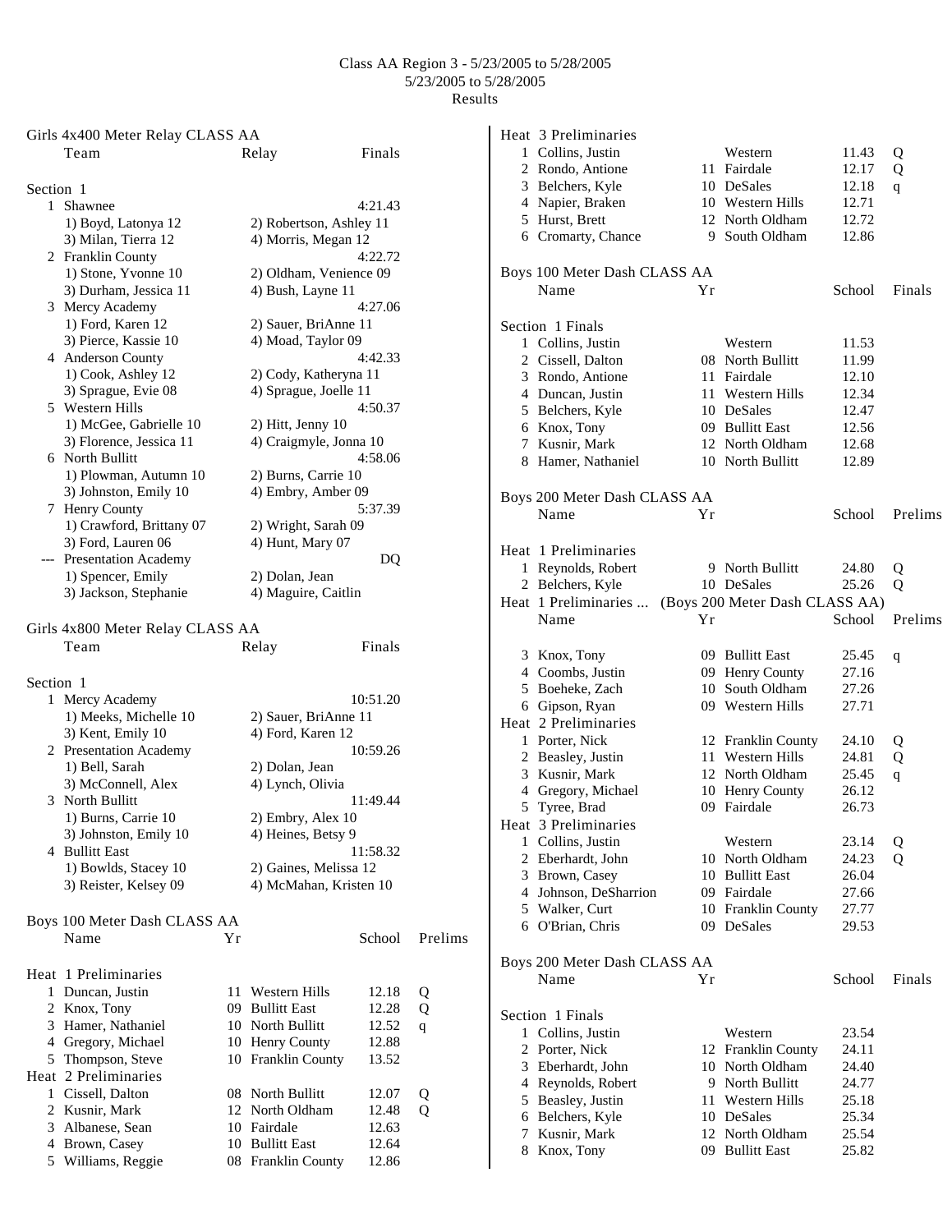# Class AA Region 3 - 5/23/2005 to 5/28/2005
5/23/2005 to 5/28/2005
Results

## Girls 4x400 Meter Relay CLASS AA

| | Team | Relay | Finals |
|---|---|---|---|

**Section 1**

| | Team | | Finals |
|---|---|---|---|
| 1 | Shawnee | | 4:21.43 |
| | 1) Boyd, Latonya 12 | 2) Robertson, Ashley 11 | |
| | 3) Milan, Tierra 12 | 4) Morris, Megan 12 | |
| 2 | Franklin County | | 4:22.72 |
| | 1) Stone, Yvonne 10 | 2) Oldham, Venience 09 | |
| | 3) Durham, Jessica 11 | 4) Bush, Layne 11 | |
| 3 | Mercy Academy | | 4:27.06 |
| | 1) Ford, Karen 12 | 2) Sauer, BriAnne 11 | |
| | 3) Pierce, Kassie 10 | 4) Moad, Taylor 09 | |
| 4 | Anderson County | | 4:42.33 |
| | 1) Cook, Ashley 12 | 2) Cody, Katheryna 11 | |
| | 3) Sprague, Evie 08 | 4) Sprague, Joelle 11 | |
| 5 | Western Hills | | 4:50.37 |
| | 1) McGee, Gabrielle 10 | 2) Hitt, Jenny 10 | |
| | 3) Florence, Jessica 11 | 4) Craigmyle, Jonna 10 | |
| 6 | North Bullitt | | 4:58.06 |
| | 1) Plowman, Autumn 10 | 2) Burns, Carrie 10 | |
| | 3) Johnston, Emily 10 | 4) Embry, Amber 09 | |
| 7 | Henry County | | 5:37.39 |
| | 1) Crawford, Brittany 07 | 2) Wright, Sarah 09 | |
| | 3) Ford, Lauren 06 | 4) Hunt, Mary 07 | |
| --- | Presentation Academy | | DQ |
| | 1) Spencer, Emily | 2) Dolan, Jean | |
| | 3) Jackson, Stephanie | 4) Maguire, Caitlin | |

## Girls 4x800 Meter Relay CLASS AA

**Section 1**

| | Team | Relay | Finals |
|---|---|---|---|
| 1 | Mercy Academy | | 10:51.20 |
| | 1) Meeks, Michelle 10 | 2) Sauer, BriAnne 11 | |
| | 3) Kent, Emily 10 | 4) Ford, Karen 12 | |
| 2 | Presentation Academy | | 10:59.26 |
| | 1) Bell, Sarah | 2) Dolan, Jean | |
| | 3) McConnell, Alex | 4) Lynch, Olivia | |
| 3 | North Bullitt | | 11:49.44 |
| | 1) Burns, Carrie 10 | 2) Embry, Alex 10 | |
| | 3) Johnston, Emily 10 | 4) Heines, Betsy 9 | |
| 4 | Bullitt East | | 11:58.32 |
| | 1) Bowlds, Stacey 10 | 2) Gaines, Melissa 12 | |
| | 3) Reister, Kelsey 09 | 4) McMahan, Kristen 10 | |

## Boys 100 Meter Dash CLASS AA

| | Name | Yr | School | Prelims | |
|---|---|---|---|---|---|
| **Heat 1 Preliminaries** | | | | | |
| 1 | Duncan, Justin | 11 | Western Hills | 12.18 | Q |
| 2 | Knox, Tony | 09 | Bullitt East | 12.28 | Q |
| 3 | Hamer, Nathaniel | 10 | North Bullitt | 12.52 | q |
| 4 | Gregory, Michael | 10 | Henry County | 12.88 | |
| 5 | Thompson, Steve | 10 | Franklin County | 13.52 | |
| **Heat 2 Preliminaries** | | | | | |
| 1 | Cissell, Dalton | 08 | North Bullitt | 12.07 | Q |
| 2 | Kusnir, Mark | 12 | North Oldham | 12.48 | Q |
| 3 | Albanese, Sean | 10 | Fairdale | 12.63 | |
| 4 | Brown, Casey | 10 | Bullitt East | 12.64 | |
| 5 | Williams, Reggie | 08 | Franklin County | 12.86 | |
| **Heat 3 Preliminaries** | | | | | |
| 1 | Collins, Justin | | Western | 11.43 | Q |
| 2 | Rondo, Antione | 11 | Fairdale | 12.17 | Q |
| 3 | Belchers, Kyle | 10 | DeSales | 12.18 | q |
| 4 | Napier, Braken | 10 | Western Hills | 12.71 | |
| 5 | Hurst, Brett | 12 | North Oldham | 12.72 | |
| 6 | Cromarty, Chance | 9 | South Oldham | 12.86 | |

## Boys 100 Meter Dash CLASS AA

| | Name | Yr | School | Finals |
|---|---|---|---|---|
| **Section 1 Finals** | | | | |
| 1 | Collins, Justin | | Western | 11.53 |
| 2 | Cissell, Dalton | 08 | North Bullitt | 11.99 |
| 3 | Rondo, Antione | 11 | Fairdale | 12.10 |
| 4 | Duncan, Justin | 11 | Western Hills | 12.34 |
| 5 | Belchers, Kyle | 10 | DeSales | 12.47 |
| 6 | Knox, Tony | 09 | Bullitt East | 12.56 |
| 7 | Kusnir, Mark | 12 | North Oldham | 12.68 |
| 8 | Hamer, Nathaniel | 10 | North Bullitt | 12.89 |

## Boys 200 Meter Dash CLASS AA

| | Name | Yr | School | Prelims | |
|---|---|---|---|---|---|
| **Heat 1 Preliminaries** | | | | | |
| 1 | Reynolds, Robert | 9 | North Bullitt | 24.80 | Q |
| 2 | Belchers, Kyle | 10 | DeSales | 25.26 | Q |
| 3 | Knox, Tony | 09 | Bullitt East | 25.45 | q |
| 4 | Coombs, Justin | 09 | Henry County | 27.16 | |
| 5 | Boeheke, Zach | 10 | South Oldham | 27.26 | |
| 6 | Gipson, Ryan | 09 | Western Hills | 27.71 | |
| **Heat 2 Preliminaries** | | | | | |
| 1 | Porter, Nick | 12 | Franklin County | 24.10 | Q |
| 2 | Beasley, Justin | 11 | Western Hills | 24.81 | Q |
| 3 | Kusnir, Mark | 12 | North Oldham | 25.45 | q |
| 4 | Gregory, Michael | 10 | Henry County | 26.12 | |
| 5 | Tyree, Brad | 09 | Fairdale | 26.73 | |
| **Heat 3 Preliminaries** | | | | | |
| 1 | Collins, Justin | | Western | 23.14 | Q |
| 2 | Eberhardt, John | 10 | North Oldham | 24.23 | Q |
| 3 | Brown, Casey | 10 | Bullitt East | 26.04 | |
| 4 | Johnson, DeSharrion | 09 | Fairdale | 27.66 | |
| 5 | Walker, Curt | 10 | Franklin County | 27.77 | |
| 6 | O'Brian, Chris | 09 | DeSales | 29.53 | |

## Boys 200 Meter Dash CLASS AA

| | Name | Yr | School | Finals |
|---|---|---|---|---|
| **Section 1 Finals** | | | | |
| 1 | Collins, Justin | | Western | 23.54 |
| 2 | Porter, Nick | 12 | Franklin County | 24.11 |
| 3 | Eberhardt, John | 10 | North Oldham | 24.40 |
| 4 | Reynolds, Robert | 9 | North Bullitt | 24.77 |
| 5 | Beasley, Justin | 11 | Western Hills | 25.18 |
| 6 | Belchers, Kyle | 10 | DeSales | 25.34 |
| 7 | Kusnir, Mark | 12 | North Oldham | 25.54 |
| 8 | Knox, Tony | 09 | Bullitt East | 25.82 |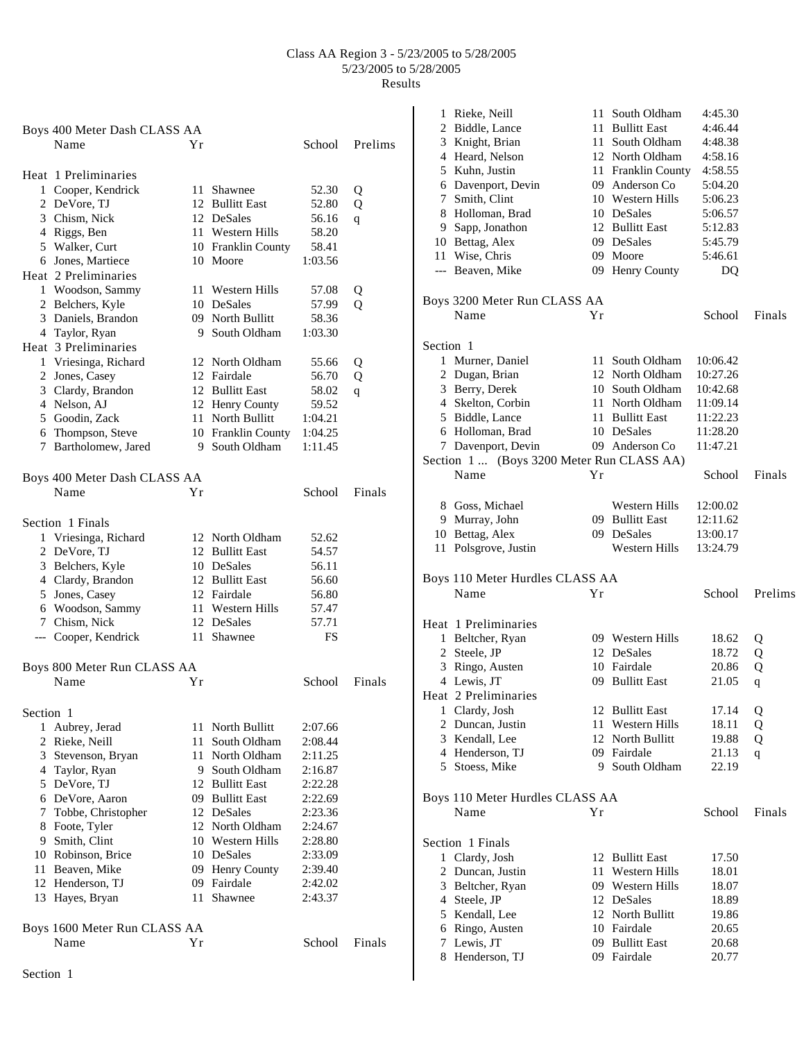Class AA Region 3 - 5/23/2005 to 5/28/2005
5/23/2005 to 5/28/2005
Results

## Boys 400 Meter Dash CLASS AA

| | Name | Yr | School | Prelims | |
|---|---|---|---|---|---|
| **Heat 1 Preliminaries** | | | | | |
| 1 | Cooper, Kendrick | 11 | Shawnee | 52.30 | Q |
| 2 | DeVore, TJ | 12 | Bullitt East | 52.80 | Q |
| 3 | Chism, Nick | 12 | DeSales | 56.16 | q |
| 4 | Riggs, Ben | 11 | Western Hills | 58.20 | |
| 5 | Walker, Curt | 10 | Franklin County | 58.41 | |
| 6 | Jones, Martiece | 10 | Moore | 1:03.56 | |
| **Heat 2 Preliminaries** | | | | | |
| 1 | Woodson, Sammy | 11 | Western Hills | 57.08 | Q |
| 2 | Belchers, Kyle | 10 | DeSales | 57.99 | Q |
| 3 | Daniels, Brandon | 09 | North Bullitt | 58.36 | |
| 4 | Taylor, Ryan | 9 | South Oldham | 1:03.30 | |
| **Heat 3 Preliminaries** | | | | | |
| 1 | Vriesinga, Richard | 12 | North Oldham | 55.66 | Q |
| 2 | Jones, Casey | 12 | Fairdale | 56.70 | Q |
| 3 | Clardy, Brandon | 12 | Bullitt East | 58.02 | q |
| 4 | Nelson, AJ | 12 | Henry County | 59.52 | |
| 5 | Goodin, Zack | 11 | North Bullitt | 1:04.21 | |
| 6 | Thompson, Steve | 10 | Franklin County | 1:04.25 | |
| 7 | Bartholomew, Jared | 9 | South Oldham | 1:11.45 | |

## Boys 400 Meter Dash CLASS AA

| | Name | Yr | School | Finals |
|---|---|---|---|---|
| **Section 1 Finals** | | | | |
| 1 | Vriesinga, Richard | 12 | North Oldham | 52.62 |
| 2 | DeVore, TJ | 12 | Bullitt East | 54.57 |
| 3 | Belchers, Kyle | 10 | DeSales | 56.11 |
| 4 | Clardy, Brandon | 12 | Bullitt East | 56.60 |
| 5 | Jones, Casey | 12 | Fairdale | 56.80 |
| 6 | Woodson, Sammy | 11 | Western Hills | 57.47 |
| 7 | Chism, Nick | 12 | DeSales | 57.71 |
| --- | Cooper, Kendrick | 11 | Shawnee | FS |

## Boys 800 Meter Run CLASS AA

| | Name | Yr | School | Finals |
|---|---|---|---|---|
| **Section 1** | | | | |
| 1 | Aubrey, Jerad | 11 | North Bullitt | 2:07.66 |
| 2 | Rieke, Neill | 11 | South Oldham | 2:08.44 |
| 3 | Stevenson, Bryan | 11 | North Oldham | 2:11.25 |
| 4 | Taylor, Ryan | 9 | South Oldham | 2:16.87 |
| 5 | DeVore, TJ | 12 | Bullitt East | 2:22.28 |
| 6 | DeVore, Aaron | 09 | Bullitt East | 2:22.69 |
| 7 | Tobbe, Christopher | 12 | DeSales | 2:23.36 |
| 8 | Foote, Tyler | 12 | North Oldham | 2:24.67 |
| 9 | Smith, Clint | 10 | Western Hills | 2:28.80 |
| 10 | Robinson, Brice | 10 | DeSales | 2:33.09 |
| 11 | Beaven, Mike | 09 | Henry County | 2:39.40 |
| 12 | Henderson, TJ | 09 | Fairdale | 2:42.02 |
| 13 | Hayes, Bryan | 11 | Shawnee | 2:43.37 |

## Boys 1600 Meter Run CLASS AA

| | Name | Yr | School | Finals |
|---|---|---|---|---|
| **Section 1** | | | | |
| 1 | Rieke, Neill | 11 | South Oldham | 4:45.30 |
| 2 | Biddle, Lance | 11 | Bullitt East | 4:46.44 |
| 3 | Knight, Brian | 11 | South Oldham | 4:48.38 |
| 4 | Heard, Nelson | 12 | North Oldham | 4:58.16 |
| 5 | Kuhn, Justin | 11 | Franklin County | 4:58.55 |
| 6 | Davenport, Devin | 09 | Anderson Co | 5:04.20 |
| 7 | Smith, Clint | 10 | Western Hills | 5:06.23 |
| 8 | Holloman, Brad | 10 | DeSales | 5:06.57 |
| 9 | Sapp, Jonathon | 12 | Bullitt East | 5:12.83 |
| 10 | Bettag, Alex | 09 | DeSales | 5:45.79 |
| 11 | Wise, Chris | 09 | Moore | 5:46.61 |
| --- | Beaven, Mike | 09 | Henry County | DQ |

## Boys 3200 Meter Run CLASS AA

| | Name | Yr | School | Finals |
|---|---|---|---|---|
| **Section 1** | | | | |
| 1 | Murner, Daniel | 11 | South Oldham | 10:06.42 |
| 2 | Dugan, Brian | 12 | North Oldham | 10:27.26 |
| 3 | Berry, Derek | 10 | South Oldham | 10:42.68 |
| 4 | Skelton, Corbin | 11 | North Oldham | 11:09.14 |
| 5 | Biddle, Lance | 11 | Bullitt East | 11:22.23 |
| 6 | Holloman, Brad | 10 | DeSales | 11:28.20 |
| 7 | Davenport, Devin | 09 | Anderson Co | 11:47.21 |
| 8 | Goss, Michael | | Western Hills | 12:00.02 |
| 9 | Murray, John | 09 | Bullitt East | 12:11.62 |
| 10 | Bettag, Alex | 09 | DeSales | 13:00.17 |
| 11 | Polsgrove, Justin | | Western Hills | 13:24.79 |

## Boys 110 Meter Hurdles CLASS AA

| | Name | Yr | School | Prelims | |
|---|---|---|---|---|---|
| **Heat 1 Preliminaries** | | | | | |
| 1 | Beltcher, Ryan | 09 | Western Hills | 18.62 | Q |
| 2 | Steele, JP | 12 | DeSales | 18.72 | Q |
| 3 | Ringo, Austen | 10 | Fairdale | 20.86 | Q |
| 4 | Lewis, JT | 09 | Bullitt East | 21.05 | q |
| **Heat 2 Preliminaries** | | | | | |
| 1 | Clardy, Josh | 12 | Bullitt East | 17.14 | Q |
| 2 | Duncan, Justin | 11 | Western Hills | 18.11 | Q |
| 3 | Kendall, Lee | 12 | North Bullitt | 19.88 | Q |
| 4 | Henderson, TJ | 09 | Fairdale | 21.13 | q |
| 5 | Stoess, Mike | 9 | South Oldham | 22.19 | |

## Boys 110 Meter Hurdles CLASS AA

| | Name | Yr | School | Finals |
|---|---|---|---|---|
| **Section 1 Finals** | | | | |
| 1 | Clardy, Josh | 12 | Bullitt East | 17.50 |
| 2 | Duncan, Justin | 11 | Western Hills | 18.01 |
| 3 | Beltcher, Ryan | 09 | Western Hills | 18.07 |
| 4 | Steele, JP | 12 | DeSales | 18.89 |
| 5 | Kendall, Lee | 12 | North Bullitt | 19.86 |
| 6 | Ringo, Austen | 10 | Fairdale | 20.65 |
| 7 | Lewis, JT | 09 | Bullitt East | 20.68 |
| 8 | Henderson, TJ | 09 | Fairdale | 20.77 |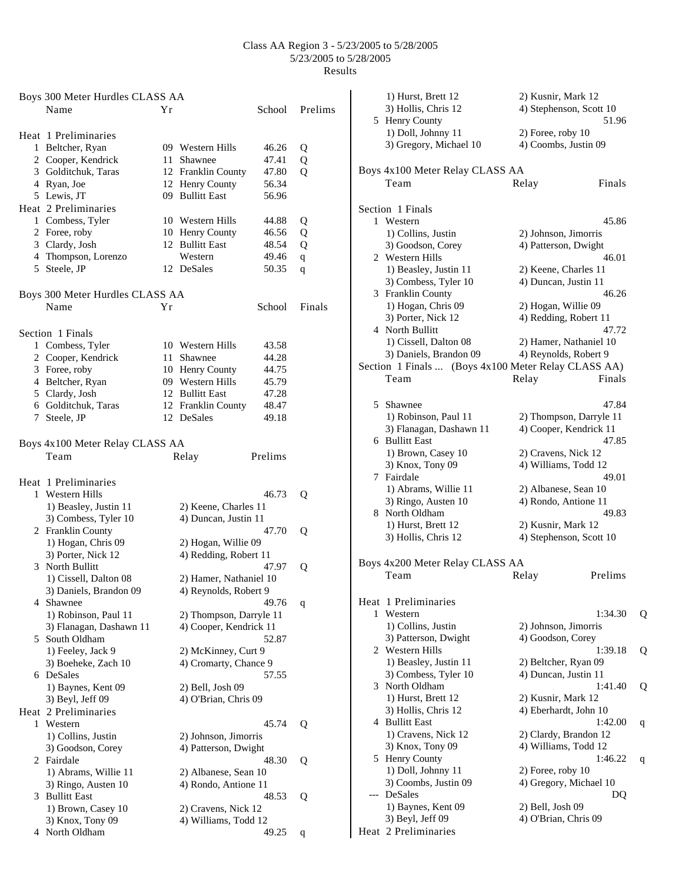# Class AA Region 3 - 5/23/2005 to 5/28/2005
5/23/2005 to 5/28/2005
Results

## Boys 300 Meter Hurdles CLASS AA

| | Name | Yr | School | Prelims | |
|---|---|---|---|---|---|
| **Heat 1 Preliminaries** | | | | | |
| 1 | Beltcher, Ryan | 09 | Western Hills | 46.26 | Q |
| 2 | Cooper, Kendrick | 11 | Shawnee | 47.41 | Q |
| 3 | Golditchuk, Taras | 12 | Franklin County | 47.80 | Q |
| 4 | Ryan, Joe | 12 | Henry County | 56.34 | |
| 5 | Lewis, JT | 09 | Bullitt East | 56.96 | |
| **Heat 2 Preliminaries** | | | | | |
| 1 | Combess, Tyler | 10 | Western Hills | 44.88 | Q |
| 2 | Foree, roby | 10 | Henry County | 46.56 | Q |
| 3 | Clardy, Josh | 12 | Bullitt East | 48.54 | Q |
| 4 | Thompson, Lorenzo | | Western | 49.46 | q |
| 5 | Steele, JP | 12 | DeSales | 50.35 | q |

## Boys 300 Meter Hurdles CLASS AA

| | Name | Yr | School | Finals |
|---|---|---|---|---|
| **Section 1 Finals** | | | | |
| 1 | Combess, Tyler | 10 | Western Hills | 43.58 |
| 2 | Cooper, Kendrick | 11 | Shawnee | 44.28 |
| 3 | Foree, roby | 10 | Henry County | 44.75 |
| 4 | Beltcher, Ryan | 09 | Western Hills | 45.79 |
| 5 | Clardy, Josh | 12 | Bullitt East | 47.28 |
| 6 | Golditchuk, Taras | 12 | Franklin County | 48.47 |
| 7 | Steele, JP | 12 | DeSales | 49.18 |

## Boys 4x100 Meter Relay CLASS AA

Team Relay Prelims

**Heat 1 Preliminaries**

1 Western Hills 46.73 Q
 1) Beasley, Justin 11 2) Keene, Charles 11
 3) Combess, Tyler 10 4) Duncan, Justin 11

2 Franklin County 47.70 Q
 1) Hogan, Chris 09 2) Hogan, Willie 09
 3) Porter, Nick 12 4) Redding, Robert 11

3 North Bullitt 47.97 Q
 1) Cissell, Dalton 08 2) Hamer, Nathaniel 10
 3) Daniels, Brandon 09 4) Reynolds, Robert 9

4 Shawnee 49.76 q
 1) Robinson, Paul 11 2) Thompson, Darryle 11
 3) Flanagan, Dashawn 11 4) Cooper, Kendrick 11

5 South Oldham 52.87
 1) Feeley, Jack 9 2) McKinney, Curt 9
 3) Boeheke, Zach 10 4) Cromarty, Chance 9

6 DeSales 57.55
 1) Baynes, Kent 09 2) Bell, Josh 09
 3) Beyl, Jeff 09 4) O'Brian, Chris 09

**Heat 2 Preliminaries**

1 Western 45.74 Q
 1) Collins, Justin 2) Johnson, Jimorris
 3) Goodson, Corey 4) Patterson, Dwight

2 Fairdale 48.30 Q
 1) Abrams, Willie 11 2) Albanese, Sean 10
 3) Ringo, Austen 10 4) Rondo, Antione 11

3 Bullitt East 48.53 Q
 1) Brown, Casey 10 2) Cravens, Nick 12
 3) Knox, Tony 09 4) Williams, Todd 12

4 North Oldham 49.25 q
 1) Hurst, Brett 12 2) Kusnir, Mark 12
 3) Hollis, Chris 12 4) Stephenson, Scott 10

5 Henry County 51.96
 1) Doll, Johnny 11 2) Foree, roby 10
 3) Gregory, Michael 10 4) Coombs, Justin 09

## Boys 4x100 Meter Relay CLASS AA

Team Relay Finals

**Section 1 Finals**

1 Western 45.86
 1) Collins, Justin 2) Johnson, Jimorris
 3) Goodson, Corey 4) Patterson, Dwight

2 Western Hills 46.01
 1) Beasley, Justin 11 2) Keene, Charles 11
 3) Combess, Tyler 10 4) Duncan, Justin 11

3 Franklin County 46.26
 1) Hogan, Chris 09 2) Hogan, Willie 09
 3) Porter, Nick 12 4) Redding, Robert 11

4 North Bullitt 47.72
 1) Cissell, Dalton 08 2) Hamer, Nathaniel 10
 3) Daniels, Brandon 09 4) Reynolds, Robert 9

5 Shawnee 47.84
 1) Robinson, Paul 11 2) Thompson, Darryle 11
 3) Flanagan, Dashawn 11 4) Cooper, Kendrick 11

6 Bullitt East 47.85
 1) Brown, Casey 10 2) Cravens, Nick 12
 3) Knox, Tony 09 4) Williams, Todd 12

7 Fairdale 49.01
 1) Abrams, Willie 11 2) Albanese, Sean 10
 3) Ringo, Austen 10 4) Rondo, Antione 11

8 North Oldham 49.83
 1) Hurst, Brett 12 2) Kusnir, Mark 12
 3) Hollis, Chris 12 4) Stephenson, Scott 10

## Boys 4x200 Meter Relay CLASS AA

Team Relay Prelims

**Heat 1 Preliminaries**

1 Western 1:34.30 Q
 1) Collins, Justin 2) Johnson, Jimorris
 3) Patterson, Dwight 4) Goodson, Corey

2 Western Hills 1:39.18 Q
 1) Beasley, Justin 11 2) Beltcher, Ryan 09
 3) Combess, Tyler 10 4) Duncan, Justin 11

3 North Oldham 1:41.40 Q
 1) Hurst, Brett 12 2) Kusnir, Mark 12
 3) Hollis, Chris 12 4) Eberhardt, John 10

4 Bullitt East 1:42.00 q
 1) Cravens, Nick 12 2) Clardy, Brandon 12
 3) Knox, Tony 09 4) Williams, Todd 12

5 Henry County 1:46.22 q
 1) Doll, Johnny 11 2) Foree, roby 10
 3) Coombs, Justin 09 4) Gregory, Michael 10

--- DeSales DQ
 1) Baynes, Kent 09 2) Bell, Josh 09
 3) Beyl, Jeff 09 4) O'Brian, Chris 09

**Heat 2 Preliminaries**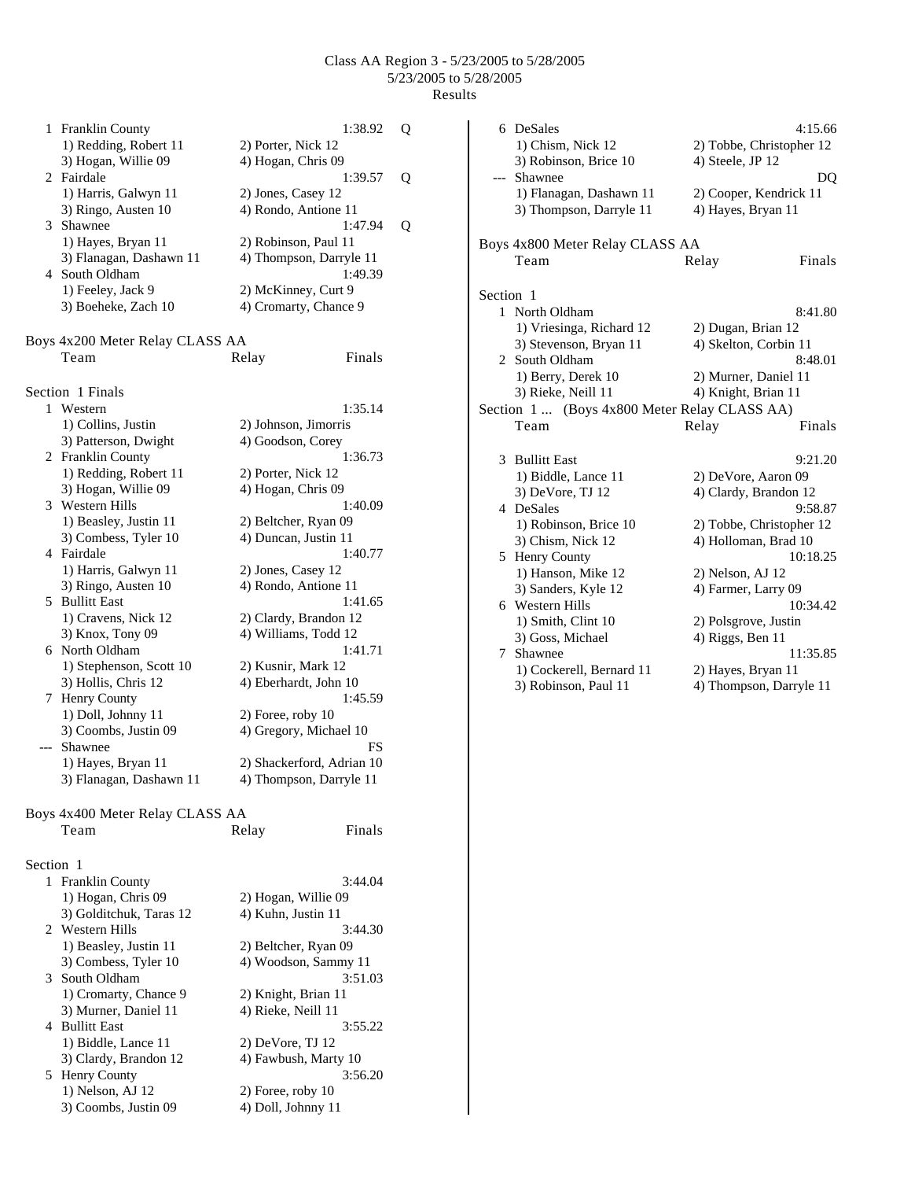Class AA Region 3 - 5/23/2005 to 5/28/2005
5/23/2005 to 5/28/2005
Results

| | | | | |
|---|---|---|---|---|
| 1 | Franklin County | | 1:38.92 | Q |
| | 1) Redding, Robert 11 | 2) Porter, Nick 12 | | |
| | 3) Hogan, Willie 09 | 4) Hogan, Chris 09 | | |
| 2 | Fairdale | | 1:39.57 | Q |
| | 1) Harris, Galwyn 11 | 2) Jones, Casey 12 | | |
| | 3) Ringo, Austen 10 | 4) Rondo, Antione 11 | | |
| 3 | Shawnee | | 1:47.94 | Q |
| | 1) Hayes, Bryan 11 | 2) Robinson, Paul 11 | | |
| | 3) Flanagan, Dashawn 11 | 4) Thompson, Darryle 11 | | |
| 4 | South Oldham | | 1:49.39 | |
| | 1) Feeley, Jack 9 | 2) McKinney, Curt 9 | | |
| | 3) Boeheke, Zach 10 | 4) Cromarty, Chance 9 | | |

Boys 4x200 Meter Relay CLASS AA

| | Team | Relay | Finals |
|---|---|---|---|
| | **Section 1 Finals** | | |
| 1 | Western | | 1:35.14 |
| | 1) Collins, Justin | 2) Johnson, Jimorris | |
| | 3) Patterson, Dwight | 4) Goodson, Corey | |
| 2 | Franklin County | | 1:36.73 |
| | 1) Redding, Robert 11 | 2) Porter, Nick 12 | |
| | 3) Hogan, Willie 09 | 4) Hogan, Chris 09 | |
| 3 | Western Hills | | 1:40.09 |
| | 1) Beasley, Justin 11 | 2) Beltcher, Ryan 09 | |
| | 3) Combess, Tyler 10 | 4) Duncan, Justin 11 | |
| 4 | Fairdale | | 1:40.77 |
| | 1) Harris, Galwyn 11 | 2) Jones, Casey 12 | |
| | 3) Ringo, Austen 10 | 4) Rondo, Antione 11 | |
| 5 | Bullitt East | | 1:41.65 |
| | 1) Cravens, Nick 12 | 2) Clardy, Brandon 12 | |
| | 3) Knox, Tony 09 | 4) Williams, Todd 12 | |
| 6 | North Oldham | | 1:41.71 |
| | 1) Stephenson, Scott 10 | 2) Kusnir, Mark 12 | |
| | 3) Hollis, Chris 12 | 4) Eberhardt, John 10 | |
| 7 | Henry County | | 1:45.59 |
| | 1) Doll, Johnny 11 | 2) Foree, roby 10 | |
| | 3) Coombs, Justin 09 | 4) Gregory, Michael 10 | |
| --- | Shawnee | | FS |
| | 1) Hayes, Bryan 11 | 2) Shackerford, Adrian 10 | |
| | 3) Flanagan, Dashawn 11 | 4) Thompson, Darryle 11 | |

Boys 4x400 Meter Relay CLASS AA

| | Team | Relay | Finals |
|---|---|---|---|
| | **Section 1** | | |
| 1 | Franklin County | | 3:44.04 |
| | 1) Hogan, Chris 09 | 2) Hogan, Willie 09 | |
| | 3) Golditchuk, Taras 12 | 4) Kuhn, Justin 11 | |
| 2 | Western Hills | | 3:44.30 |
| | 1) Beasley, Justin 11 | 2) Beltcher, Ryan 09 | |
| | 3) Combess, Tyler 10 | 4) Woodson, Sammy 11 | |
| 3 | South Oldham | | 3:51.03 |
| | 1) Cromarty, Chance 9 | 2) Knight, Brian 11 | |
| | 3) Murner, Daniel 11 | 4) Rieke, Neill 11 | |
| 4 | Bullitt East | | 3:55.22 |
| | 1) Biddle, Lance 11 | 2) DeVore, TJ 12 | |
| | 3) Clardy, Brandon 12 | 4) Fawbush, Marty 10 | |
| 5 | Henry County | | 3:56.20 |
| | 1) Nelson, AJ 12 | 2) Foree, roby 10 | |
| | 3) Coombs, Justin 09 | 4) Doll, Johnny 11 | |
| 6 | DeSales | | 4:15.66 |
| | 1) Chism, Nick 12 | 2) Tobbe, Christopher 12 | |
| | 3) Robinson, Brice 10 | 4) Steele, JP 12 | |
| --- | Shawnee | | DQ |
| | 1) Flanagan, Dashawn 11 | 2) Cooper, Kendrick 11 | |
| | 3) Thompson, Darryle 11 | 4) Hayes, Bryan 11 | |

Boys 4x800 Meter Relay CLASS AA

| | Team | Relay | Finals |
|---|---|---|---|
| | **Section 1** | | |
| 1 | North Oldham | | 8:41.80 |
| | 1) Vriesinga, Richard 12 | 2) Dugan, Brian 12 | |
| | 3) Stevenson, Bryan 11 | 4) Skelton, Corbin 11 | |
| 2 | South Oldham | | 8:48.01 |
| | 1) Berry, Derek 10 | 2) Murner, Daniel 11 | |
| | 3) Rieke, Neill 11 | 4) Knight, Brian 11 | |

Section 1 ... (Boys 4x800 Meter Relay CLASS AA)

| | Team | Relay | Finals |
|---|---|---|---|
| 3 | Bullitt East | | 9:21.20 |
| | 1) Biddle, Lance 11 | 2) DeVore, Aaron 09 | |
| | 3) DeVore, TJ 12 | 4) Clardy, Brandon 12 | |
| 4 | DeSales | | 9:58.87 |
| | 1) Robinson, Brice 10 | 2) Tobbe, Christopher 12 | |
| | 3) Chism, Nick 12 | 4) Holloman, Brad 10 | |
| 5 | Henry County | | 10:18.25 |
| | 1) Hanson, Mike 12 | 2) Nelson, AJ 12 | |
| | 3) Sanders, Kyle 12 | 4) Farmer, Larry 09 | |
| 6 | Western Hills | | 10:34.42 |
| | 1) Smith, Clint 10 | 2) Polsgrove, Justin | |
| | 3) Goss, Michael | 4) Riggs, Ben 11 | |
| 7 | Shawnee | | 11:35.85 |
| | 1) Cockerell, Bernard 11 | 2) Hayes, Bryan 11 | |
| | 3) Robinson, Paul 11 | 4) Thompson, Darryle 11 | |